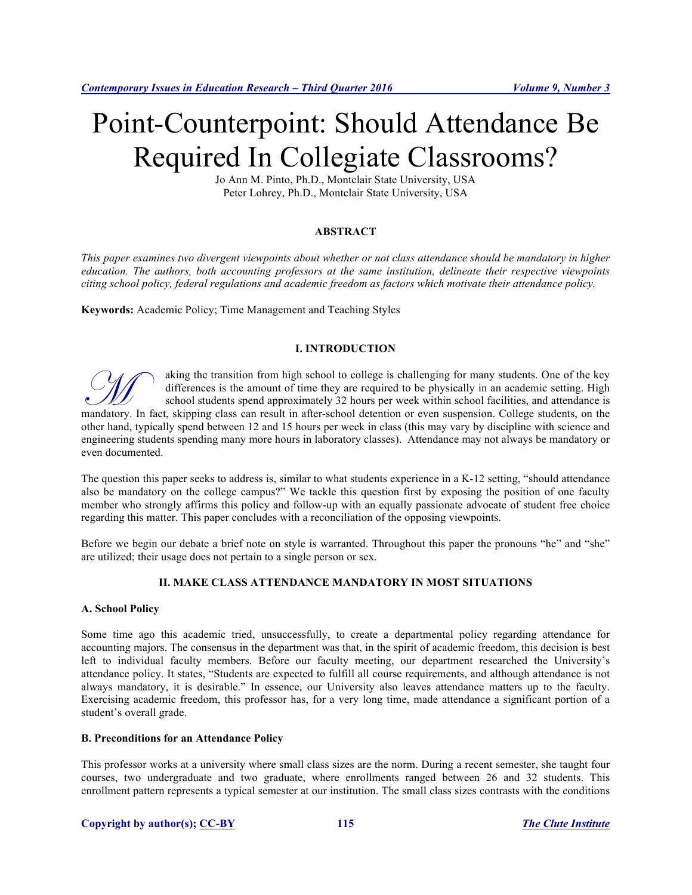# Point-Counterpoint: Should Attendance Be Required In Collegiate Classrooms?

Jo Ann M. Pinto, Ph.D., Montclair State University, USA
Peter Lohrey, Ph.D., Montclair State University, USA

## ABSTRACT

*This paper examines two divergent viewpoints about whether or not class attendance should be mandatory in higher education. The authors, both accounting professors at the same institution, delineate their respective viewpoints citing school policy, federal regulations and academic freedom as factors which motivate their attendance policy.*

**Keywords:** Academic Policy; Time Management and Teaching Styles

## I. INTRODUCTION

Making the transition from high school to college is challenging for many students. One of the key differences is the amount of time they are required to be physically in an academic setting. High school students spend approximately 32 hours per week within school facilities, and attendance is mandatory. In fact, skipping class can result in after-school detention or even suspension. College students, on the other hand, typically spend between 12 and 15 hours per week in class (this may vary by discipline with science and engineering students spending many more hours in laboratory classes). Attendance may not always be mandatory or even documented.

The question this paper seeks to address is, similar to what students experience in a K-12 setting, "should attendance also be mandatory on the college campus?" We tackle this question first by exposing the position of one faculty member who strongly affirms this policy and follow-up with an equally passionate advocate of student free choice regarding this matter. This paper concludes with a reconciliation of the opposing viewpoints.

Before we begin our debate a brief note on style is warranted. Throughout this paper the pronouns "he" and "she" are utilized; their usage does not pertain to a single person or sex.

## II. MAKE CLASS ATTENDANCE MANDATORY IN MOST SITUATIONS

### A. School Policy

Some time ago this academic tried, unsuccessfully, to create a departmental policy regarding attendance for accounting majors. The consensus in the department was that, in the spirit of academic freedom, this decision is best left to individual faculty members. Before our faculty meeting, our department researched the University's attendance policy. It states, "Students are expected to fulfill all course requirements, and although attendance is not always mandatory, it is desirable." In essence, our University also leaves attendance matters up to the faculty. Exercising academic freedom, this professor has, for a very long time, made attendance a significant portion of a student's overall grade.

### B. Preconditions for an Attendance Policy

This professor works at a university where small class sizes are the norm. During a recent semester, she taught four courses, two undergraduate and two graduate, where enrollments ranged between 26 and 32 students. This enrollment pattern represents a typical semester at our institution. The small class sizes contrasts with the conditions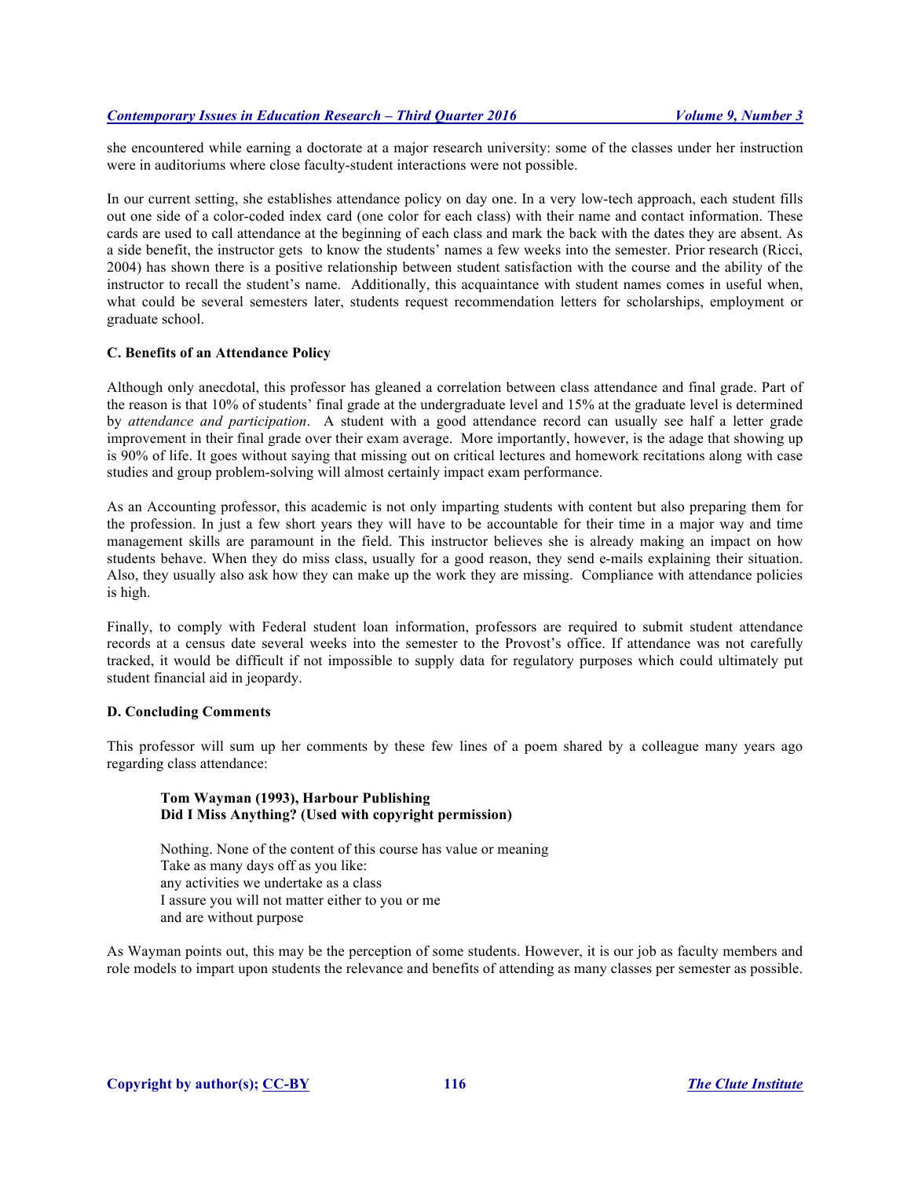she encountered while earning a doctorate at a major research university: some of the classes under her instruction were in auditoriums where close faculty-student interactions were not possible.

In our current setting, she establishes attendance policy on day one. In a very low-tech approach, each student fills out one side of a color-coded index card (one color for each class) with their name and contact information. These cards are used to call attendance at the beginning of each class and mark the back with the dates they are absent. As a side benefit, the instructor gets to know the students' names a few weeks into the semester. Prior research (Ricci, 2004) has shown there is a positive relationship between student satisfaction with the course and the ability of the instructor to recall the student's name. Additionally, this acquaintance with student names comes in useful when, what could be several semesters later, students request recommendation letters for scholarships, employment or graduate school.

### C. Benefits of an Attendance Policy

Although only anecdotal, this professor has gleaned a correlation between class attendance and final grade. Part of the reason is that 10% of students' final grade at the undergraduate level and 15% at the graduate level is determined by *attendance and participation*. A student with a good attendance record can usually see half a letter grade improvement in their final grade over their exam average. More importantly, however, is the adage that showing up is 90% of life. It goes without saying that missing out on critical lectures and homework recitations along with case studies and group problem-solving will almost certainly impact exam performance.

As an Accounting professor, this academic is not only imparting students with content but also preparing them for the profession. In just a few short years they will have to be accountable for their time in a major way and time management skills are paramount in the field. This instructor believes she is already making an impact on how students behave. When they do miss class, usually for a good reason, they send e-mails explaining their situation. Also, they usually also ask how they can make up the work they are missing. Compliance with attendance policies is high.

Finally, to comply with Federal student loan information, professors are required to submit student attendance records at a census date several weeks into the semester to the Provost's office. If attendance was not carefully tracked, it would be difficult if not impossible to supply data for regulatory purposes which could ultimately put student financial aid in jeopardy.

### D. Concluding Comments

This professor will sum up her comments by these few lines of a poem shared by a colleague many years ago regarding class attendance:

> **Tom Wayman (1993), Harbour Publishing**
> **Did I Miss Anything? (Used with copyright permission)**
>
> Nothing. None of the content of this course has value or meaning
> Take as many days off as you like:
> any activities we undertake as a class
> I assure you will not matter either to you or me
> and are without purpose

As Wayman points out, this may be the perception of some students. However, it is our job as faculty members and role models to impart upon students the relevance and benefits of attending as many classes per semester as possible.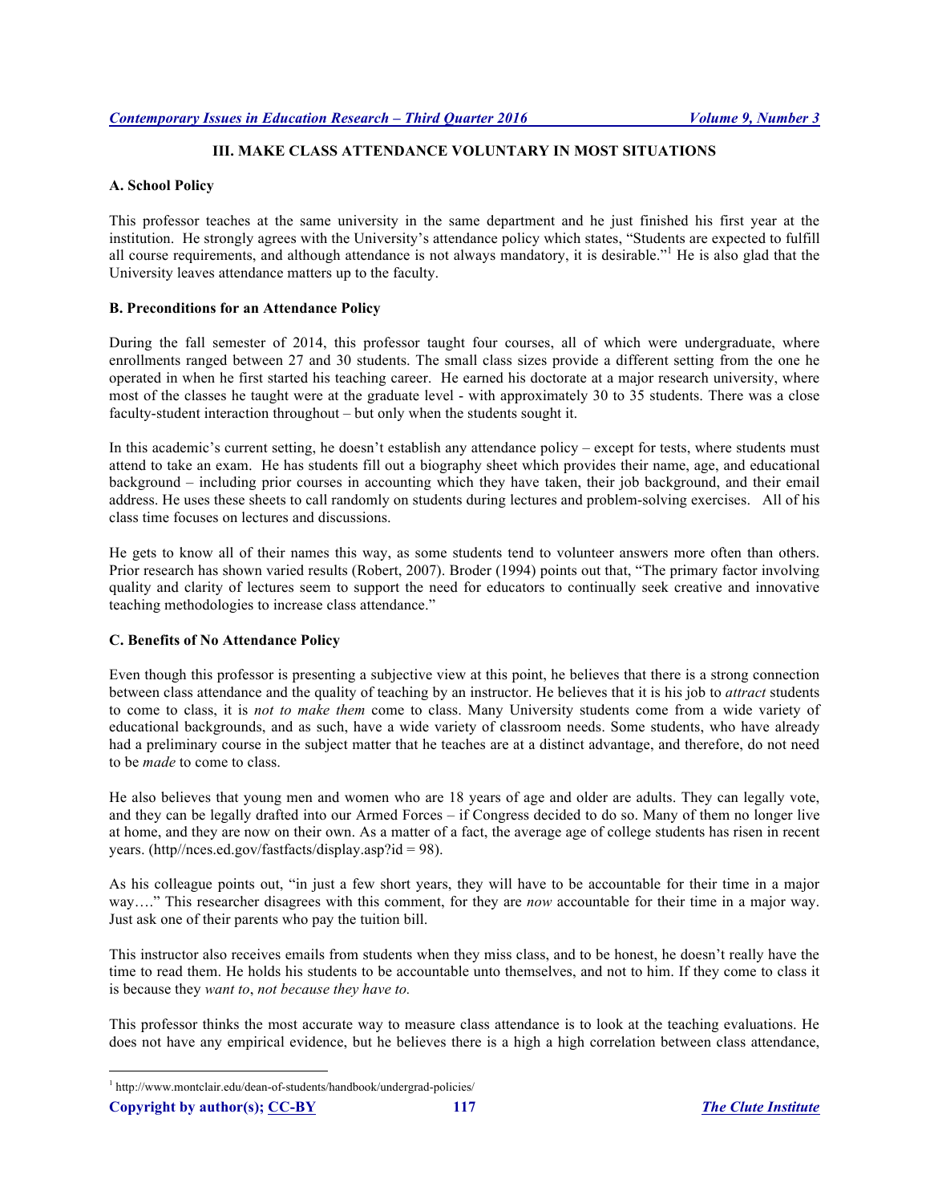## III. MAKE CLASS ATTENDANCE VOLUNTARY IN MOST SITUATIONS

### A. School Policy

This professor teaches at the same university in the same department and he just finished his first year at the institution. He strongly agrees with the University's attendance policy which states, "Students are expected to fulfill all course requirements, and although attendance is not always mandatory, it is desirable."[1] He is also glad that the University leaves attendance matters up to the faculty.

### B. Preconditions for an Attendance Policy

During the fall semester of 2014, this professor taught four courses, all of which were undergraduate, where enrollments ranged between 27 and 30 students. The small class sizes provide a different setting from the one he operated in when he first started his teaching career. He earned his doctorate at a major research university, where most of the classes he taught were at the graduate level - with approximately 30 to 35 students. There was a close faculty-student interaction throughout – but only when the students sought it.

In this academic's current setting, he doesn't establish any attendance policy – except for tests, where students must attend to take an exam. He has students fill out a biography sheet which provides their name, age, and educational background – including prior courses in accounting which they have taken, their job background, and their email address. He uses these sheets to call randomly on students during lectures and problem-solving exercises. All of his class time focuses on lectures and discussions.

He gets to know all of their names this way, as some students tend to volunteer answers more often than others. Prior research has shown varied results (Robert, 2007). Broder (1994) points out that, "The primary factor involving quality and clarity of lectures seem to support the need for educators to continually seek creative and innovative teaching methodologies to increase class attendance."

### C. Benefits of No Attendance Policy

Even though this professor is presenting a subjective view at this point, he believes that there is a strong connection between class attendance and the quality of teaching by an instructor. He believes that it is his job to *attract* students to come to class, it is *not to make them* come to class. Many University students come from a wide variety of educational backgrounds, and as such, have a wide variety of classroom needs. Some students, who have already had a preliminary course in the subject matter that he teaches are at a distinct advantage, and therefore, do not need to be *made* to come to class.

He also believes that young men and women who are 18 years of age and older are adults. They can legally vote, and they can be legally drafted into our Armed Forces – if Congress decided to do so. Many of them no longer live at home, and they are now on their own. As a matter of a fact, the average age of college students has risen in recent years. (http//nces.ed.gov/fastfacts/display.asp?id = 98).

As his colleague points out, "in just a few short years, they will have to be accountable for their time in a major way…." This researcher disagrees with this comment, for they are *now* accountable for their time in a major way. Just ask one of their parents who pay the tuition bill.

This instructor also receives emails from students when they miss class, and to be honest, he doesn't really have the time to read them. He holds his students to be accountable unto themselves, and not to him. If they come to class it is because they *want to*, *not because they have to.*

This professor thinks the most accurate way to measure class attendance is to look at the teaching evaluations. He does not have any empirical evidence, but he believes there is a high a high correlation between class attendance,

---

[1] http://www.montclair.edu/dean-of-students/handbook/undergrad-policies/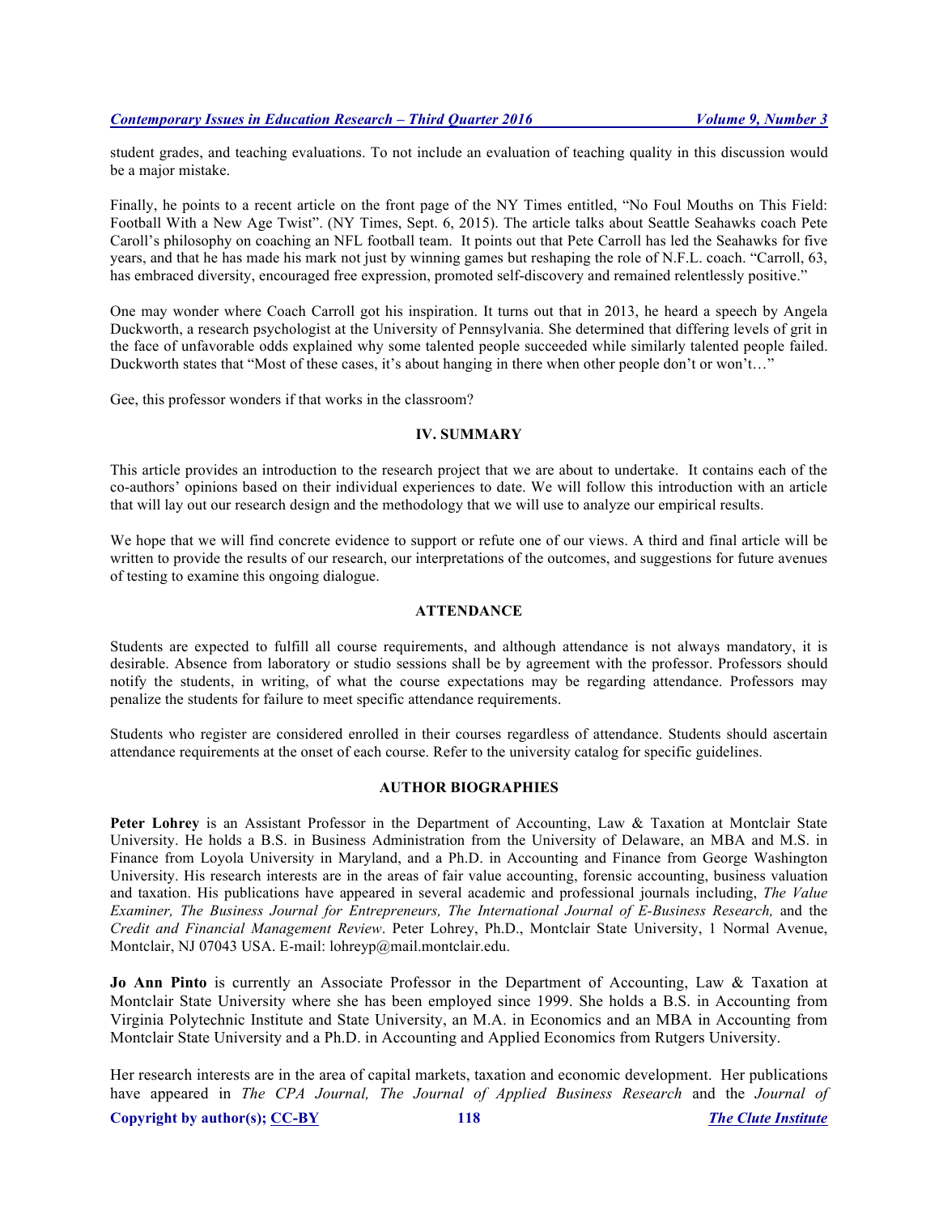student grades, and teaching evaluations. To not include an evaluation of teaching quality in this discussion would be a major mistake.

Finally, he points to a recent article on the front page of the NY Times entitled, "No Foul Mouths on This Field: Football With a New Age Twist". (NY Times, Sept. 6, 2015). The article talks about Seattle Seahawks coach Pete Caroll's philosophy on coaching an NFL football team. It points out that Pete Carroll has led the Seahawks for five years, and that he has made his mark not just by winning games but reshaping the role of N.F.L. coach. "Carroll, 63, has embraced diversity, encouraged free expression, promoted self-discovery and remained relentlessly positive."

One may wonder where Coach Carroll got his inspiration. It turns out that in 2013, he heard a speech by Angela Duckworth, a research psychologist at the University of Pennsylvania. She determined that differing levels of grit in the face of unfavorable odds explained why some talented people succeeded while similarly talented people failed. Duckworth states that "Most of these cases, it's about hanging in there when other people don't or won't…"

Gee, this professor wonders if that works in the classroom?

## IV. SUMMARY

This article provides an introduction to the research project that we are about to undertake. It contains each of the co-authors' opinions based on their individual experiences to date. We will follow this introduction with an article that will lay out our research design and the methodology that we will use to analyze our empirical results.

We hope that we will find concrete evidence to support or refute one of our views. A third and final article will be written to provide the results of our research, our interpretations of the outcomes, and suggestions for future avenues of testing to examine this ongoing dialogue.

## ATTENDANCE

Students are expected to fulfill all course requirements, and although attendance is not always mandatory, it is desirable. Absence from laboratory or studio sessions shall be by agreement with the professor. Professors should notify the students, in writing, of what the course expectations may be regarding attendance. Professors may penalize the students for failure to meet specific attendance requirements.

Students who register are considered enrolled in their courses regardless of attendance. Students should ascertain attendance requirements at the onset of each course. Refer to the university catalog for specific guidelines.

## AUTHOR BIOGRAPHIES

**Peter Lohrey** is an Assistant Professor in the Department of Accounting, Law & Taxation at Montclair State University. He holds a B.S. in Business Administration from the University of Delaware, an MBA and M.S. in Finance from Loyola University in Maryland, and a Ph.D. in Accounting and Finance from George Washington University. His research interests are in the areas of fair value accounting, forensic accounting, business valuation and taxation. His publications have appeared in several academic and professional journals including, *The Value Examiner, The Business Journal for Entrepreneurs, The International Journal of E-Business Research,* and the *Credit and Financial Management Review*. Peter Lohrey, Ph.D., Montclair State University, 1 Normal Avenue, Montclair, NJ 07043 USA. E-mail: lohreyp@mail.montclair.edu.

**Jo Ann Pinto** is currently an Associate Professor in the Department of Accounting, Law & Taxation at Montclair State University where she has been employed since 1999. She holds a B.S. in Accounting from Virginia Polytechnic Institute and State University, an M.A. in Economics and an MBA in Accounting from Montclair State University and a Ph.D. in Accounting and Applied Economics from Rutgers University.

Her research interests are in the area of capital markets, taxation and economic development. Her publications have appeared in *The CPA Journal, The Journal of Applied Business Research* and the *Journal of*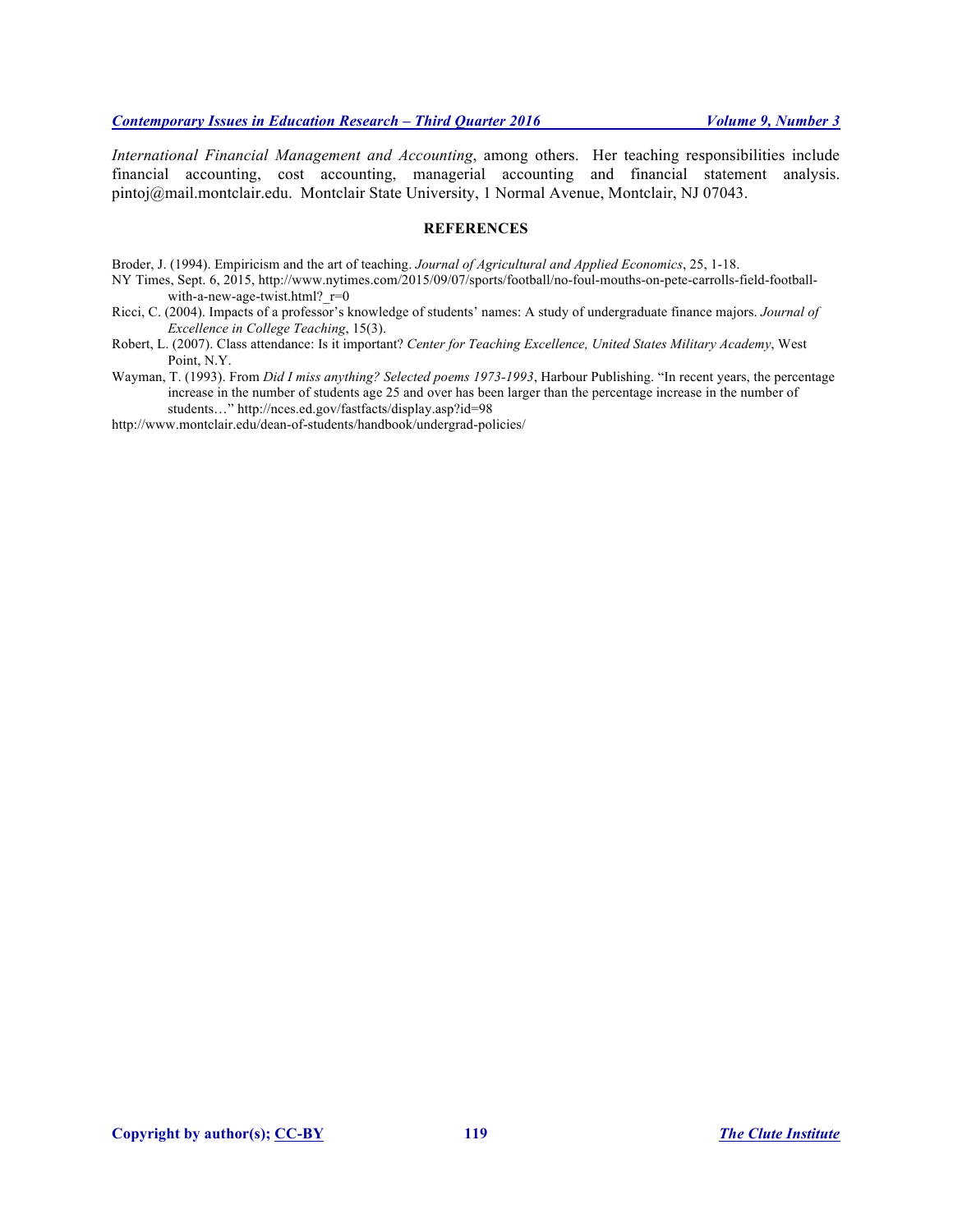*International Financial Management and Accounting*, among others. Her teaching responsibilities include financial accounting, cost accounting, managerial accounting and financial statement analysis. pintoj@mail.montclair.edu. Montclair State University, 1 Normal Avenue, Montclair, NJ 07043.

## REFERENCES

Broder, J. (1994). Empiricism and the art of teaching. *Journal of Agricultural and Applied Economics*, 25, 1-18.

NY Times, Sept. 6, 2015, http://www.nytimes.com/2015/09/07/sports/football/no-foul-mouths-on-pete-carrolls-field-football-with-a-new-age-twist.html?_r=0

Ricci, C. (2004). Impacts of a professor's knowledge of students' names: A study of undergraduate finance majors. *Journal of Excellence in College Teaching*, 15(3).

Robert, L. (2007). Class attendance: Is it important? *Center for Teaching Excellence, United States Military Academy*, West Point, N.Y.

Wayman, T. (1993). From *Did I miss anything? Selected poems 1973-1993*, Harbour Publishing. "In recent years, the percentage increase in the number of students age 25 and over has been larger than the percentage increase in the number of students…" http://nces.ed.gov/fastfacts/display.asp?id=98

http://www.montclair.edu/dean-of-students/handbook/undergrad-policies/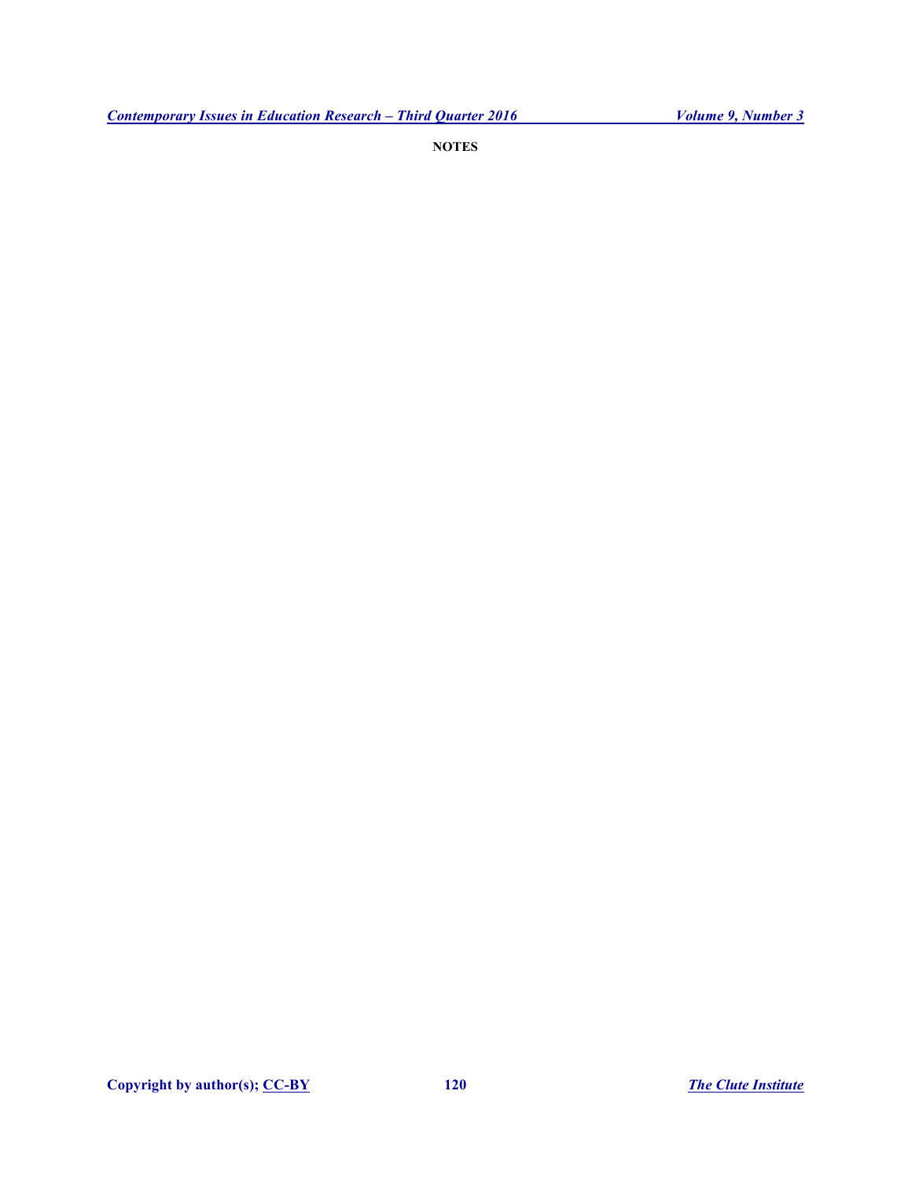**NOTES**